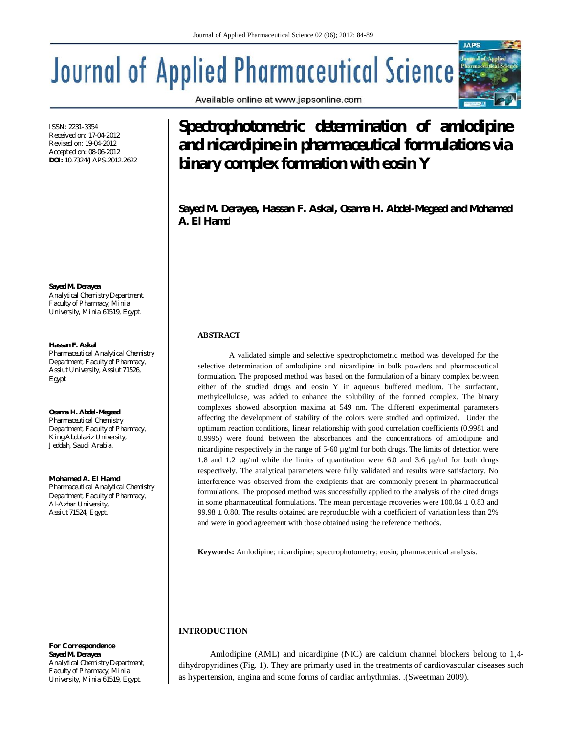# Spectrophotometric determination of amlodipine and nicardipine in pharmaceutical formulations via binary complex formation with eosin Y

**Sayed M. Derayea, Hassan F. Askal, Osama H. Abdel-Megeed and Mohamed A. El Hamd**

ISSN: 2231-3354
Received on: 17-04-2012
Revised on: 19-04-2012
Accepted on: 08-06-2012
**DOI:** 10.7324/JAPS.2012.2622

**Sayed M. Derayea**
Analytical Chemistry Department, Faculty of Pharmacy, Minia University, Minia 61519, Egypt.

**Hassan F. Askal**
Pharmaceutical Analytical Chemistry Department, Faculty of Pharmacy, Assiut University, Assiut 71526, Egypt.

**Osama H. Abdel-Megeed**
Pharmaceutical Chemistry Department, Faculty of Pharmacy, King Abdulaziz University, Jeddah, Saudi Arabia.

**Mohamed A. El Hamd**
Pharmaceutical Analytical Chemistry Department, Faculty of Pharmacy, Al-Azhar University, Assiut 71524, Egypt.

**For Correspondence**
**Sayed M. Derayea**
Analytical Chemistry Department, Faculty of Pharmacy, Minia University, Minia 61519, Egypt.

## ABSTRACT

A validated simple and selective spectrophotometric method was developed for the selective determination of amlodipine and nicardipine in bulk powders and pharmaceutical formulation. The proposed method was based on the formulation of a binary complex between either of the studied drugs and eosin Y in aqueous buffered medium. The surfactant, methylcellulose, was added to enhance the solubility of the formed complex. The binary complexes showed absorption maxima at 549 nm. The different experimental parameters affecting the development of stability of the colors were studied and optimized. Under the optimum reaction conditions, linear relationship with good correlation coefficients (0.9981 and 0.9995) were found between the absorbances and the concentrations of amlodipine and nicardipine respectively in the range of 5-60 μg/ml for both drugs. The limits of detection were 1.8 and 1.2 μg/ml while the limits of quantitation were 6.0 and 3.6 μg/ml for both drugs respectively. The analytical parameters were fully validated and results were satisfactory. No interference was observed from the excipients that are commonly present in pharmaceutical formulations. The proposed method was successfully applied to the analysis of the cited drugs in some pharmaceutical formulations. The mean percentage recoveries were 100.04 ± 0.83 and 99.98 ± 0.80. The results obtained are reproducible with a coefficient of variation less than 2% and were in good agreement with those obtained using the reference methods.

**Keywords:** Amlodipine; nicardipine; spectrophotometry; eosin; pharmaceutical analysis.

## INTRODUCTION

Amlodipine (AML) and nicardipine (NIC) are calcium channel blockers belong to 1,4-dihydropyridines (Fig. 1). They are primarily used in the treatments of cardiovascular diseases such as hypertension, angina and some forms of cardiac arrhythmias. .(Sweetman 2009).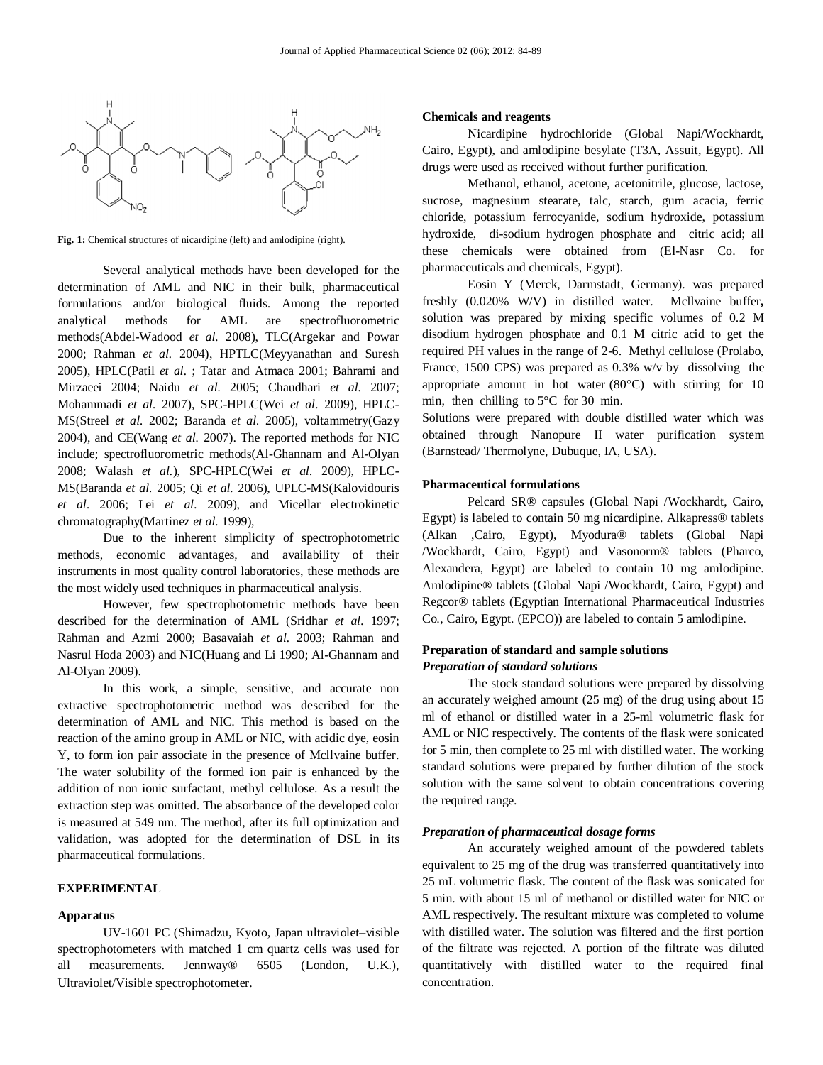Fig. 1: Chemical structures of nicardipine (left) and amlodipine (right).

Several analytical methods have been developed for the determination of AML and NIC in their bulk, pharmaceutical formulations and/or biological fluids. Among the reported analytical methods for AML are spectrofluorometric methods(Abdel-Wadood *et al.* 2008), TLC(Argekar and Powar 2000; Rahman *et al.* 2004), HPTLC(Meyyanathan and Suresh 2005), HPLC(Patil *et al.* ; Tatar and Atmaca 2001; Bahrami and Mirzaeei 2004; Naidu *et al.* 2005; Chaudhari *et al.* 2007; Mohammadi *et al.* 2007), SPC-HPLC(Wei *et al.* 2009), HPLC-MS(Streel *et al.* 2002; Baranda *et al.* 2005), voltammetry(Gazy 2004), and CE(Wang *et al.* 2007). The reported methods for NIC include; spectrofluorometric methods(Al-Ghannam and Al-Olyan 2008; Walash *et al.*), SPC-HPLC(Wei *et al.* 2009), HPLC-MS(Baranda *et al.* 2005; Qi *et al.* 2006), UPLC-MS(Kalovidouris *et al.* 2006; Lei *et al.* 2009), and Micellar electrokinetic chromatography(Martinez *et al.* 1999),

Due to the inherent simplicity of spectrophotometric methods, economic advantages, and availability of their instruments in most quality control laboratories, these methods are the most widely used techniques in pharmaceutical analysis.

However, few spectrophotometric methods have been described for the determination of AML (Sridhar *et al.* 1997; Rahman and Azmi 2000; Basavaiah *et al.* 2003; Rahman and Nasrul Hoda 2003) and NIC(Huang and Li 1990; Al-Ghannam and Al-Olyan 2009).

In this work, a simple, sensitive, and accurate non extractive spectrophotometric method was described for the determination of AML and NIC. This method is based on the reaction of the amino group in AML or NIC, with acidic dye, eosin Y, to form ion pair associate in the presence of Mcllvaine buffer. The water solubility of the formed ion pair is enhanced by the addition of non ionic surfactant, methyl cellulose. As a result the extraction step was omitted. The absorbance of the developed color is measured at 549 nm. The method, after its full optimization and validation, was adopted for the determination of DSL in its pharmaceutical formulations.

## EXPERIMENTAL

### Apparatus

UV-1601 PC (Shimadzu, Kyoto, Japan ultraviolet–visible spectrophotometers with matched 1 cm quartz cells was used for all measurements. Jennway® 6505 (London, U.K.), Ultraviolet/Visible spectrophotometer.

### Chemicals and reagents

Nicardipine hydrochloride (Global Napi/Wockhardt, Cairo, Egypt), and amlodipine besylate (T3A, Assuit, Egypt). All drugs were used as received without further purification.

Methanol, ethanol, acetone, acetonitrile, glucose, lactose, sucrose, magnesium stearate, talc, starch, gum acacia, ferric chloride, potassium ferrocyanide, sodium hydroxide, potassium hydroxide, di-sodium hydrogen phosphate and citric acid; all these chemicals were obtained from (El-Nasr Co. for pharmaceuticals and chemicals, Egypt).

Eosin Y (Merck, Darmstadt, Germany). was prepared freshly (0.020% W/V) in distilled water. Mcllvaine buffer**,** solution was prepared by mixing specific volumes of 0.2 M disodium hydrogen phosphate and 0.1 M citric acid to get the required PH values in the range of 2-6. Methyl cellulose (Prolabo, France, 1500 CPS) was prepared as 0.3% w/v by dissolving the appropriate amount in hot water (80°C) with stirring for 10 min, then chilling to 5°C for 30 min.

Solutions were prepared with double distilled water which was obtained through Nanopure II water purification system (Barnstead/ Thermolyne, Dubuque, IA, USA).

### Pharmaceutical formulations

Pelcard SR® capsules (Global Napi /Wockhardt, Cairo, Egypt) is labeled to contain 50 mg nicardipine. Alkapress® tablets (Alkan ,Cairo, Egypt), Myodura® tablets (Global Napi /Wockhardt, Cairo, Egypt) and Vasonorm® tablets (Pharco, Alexandera, Egypt) are labeled to contain 10 mg amlodipine. Amlodipine® tablets (Global Napi /Wockhardt, Cairo, Egypt) and Regcor® tablets (Egyptian International Pharmaceutical Industries Co., Cairo, Egypt. (EPCO)) are labeled to contain 5 amlodipine.

### Preparation of standard and sample solutions

#### *Preparation of standard solutions*

The stock standard solutions were prepared by dissolving an accurately weighed amount (25 mg) of the drug using about 15 ml of ethanol or distilled water in a 25-ml volumetric flask for AML or NIC respectively. The contents of the flask were sonicated for 5 min, then complete to 25 ml with distilled water. The working standard solutions were prepared by further dilution of the stock solution with the same solvent to obtain concentrations covering the required range.

#### *Preparation of pharmaceutical dosage forms*

An accurately weighed amount of the powdered tablets equivalent to 25 mg of the drug was transferred quantitatively into 25 mL volumetric flask. The content of the flask was sonicated for 5 min. with about 15 ml of methanol or distilled water for NIC or AML respectively. The resultant mixture was completed to volume with distilled water. The solution was filtered and the first portion of the filtrate was rejected. A portion of the filtrate was diluted quantitatively with distilled water to the required final concentration.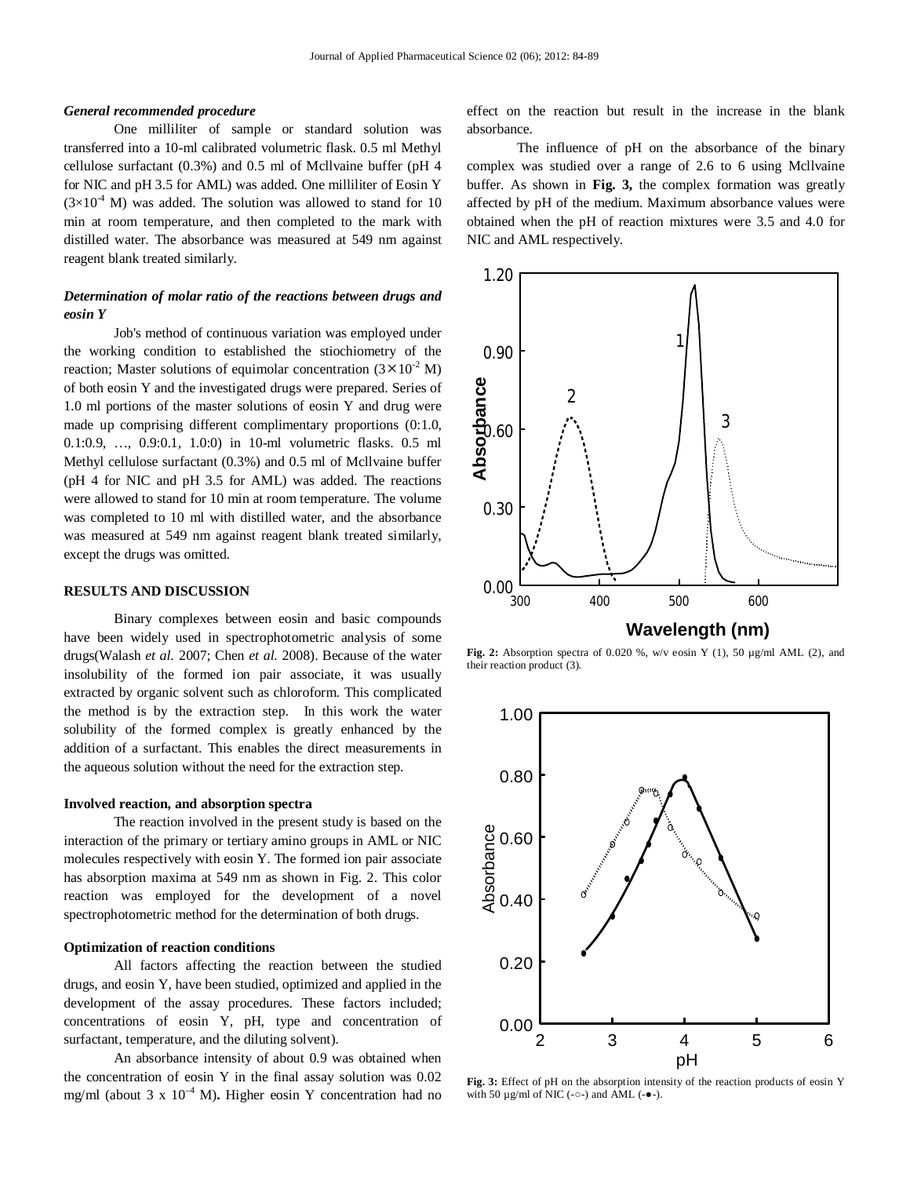***General recommended procedure***

One milliliter of sample or standard solution was transferred into a 10-ml calibrated volumetric flask. 0.5 ml Methyl cellulose surfactant (0.3%) and 0.5 ml of Mcllvaine buffer (pH 4 for NIC and pH 3.5 for AML) was added. One milliliter of Eosin Y ($3\times10^{-4}$ M) was added. The solution was allowed to stand for 10 min at room temperature, and then completed to the mark with distilled water. The absorbance was measured at 549 nm against reagent blank treated similarly.

***Determination of molar ratio of the reactions between drugs and eosin Y***

Job's method of continuous variation was employed under the working condition to established the stiochiometry of the reaction; Master solutions of equimolar concentration ($3\times10^{-2}$ M) of both eosin Y and the investigated drugs were prepared. Series of 1.0 ml portions of the master solutions of eosin Y and drug were made up comprising different complimentary proportions (0:1.0, 0.1:0.9, …, 0.9:0.1, 1.0:0) in 10-ml volumetric flasks. 0.5 ml Methyl cellulose surfactant (0.3%) and 0.5 ml of Mcllvaine buffer (pH 4 for NIC and pH 3.5 for AML) was added. The reactions were allowed to stand for 10 min at room temperature. The volume was completed to 10 ml with distilled water, and the absorbance was measured at 549 nm against reagent blank treated similarly, except the drugs was omitted.

**RESULTS AND DISCUSSION**

Binary complexes between eosin and basic compounds have been widely used in spectrophotometric analysis of some drugs(Walash *et al.* 2007; Chen *et al.* 2008). Because of the water insolubility of the formed ion pair associate, it was usually extracted by organic solvent such as chloroform. This complicated the method is by the extraction step. In this work the water solubility of the formed complex is greatly enhanced by the addition of a surfactant. This enables the direct measurements in the aqueous solution without the need for the extraction step.

**Involved reaction, and absorption spectra**

The reaction involved in the present study is based on the interaction of the primary or tertiary amino groups in AML or NIC molecules respectively with eosin Y. The formed ion pair associate has absorption maxima at 549 nm as shown in Fig. 2. This color reaction was employed for the development of a novel spectrophotometric method for the determination of both drugs.

**Optimization of reaction conditions**

All factors affecting the reaction between the studied drugs, and eosin Y, have been studied, optimized and applied in the development of the assay procedures. These factors included; concentrations of eosin Y, pH, type and concentration of surfactant, temperature, and the diluting solvent).

An absorbance intensity of about 0.9 was obtained when the concentration of eosin Y in the final assay solution was 0.02 mg/ml (about $3 \times 10^{-4}$ M)**.** Higher eosin Y concentration had no effect on the reaction but result in the increase in the blank absorbance.

The influence of pH on the absorbance of the binary complex was studied over a range of 2.6 to 6 using Mcllvaine buffer. As shown in **Fig. 3,** the complex formation was greatly affected by pH of the medium. Maximum absorbance values were obtained when the pH of reaction mixtures were 3.5 and 4.0 for NIC and AML respectively.

**Fig. 2:** Absorption spectra of 0.020 %, w/v eosin Y (1), 50 µg/ml AML (2), and their reaction product (3).

**Fig. 3:** Effect of pH on the absorption intensity of the reaction products of eosin Y with 50 µg/ml of NIC (-○-) and AML (-●-).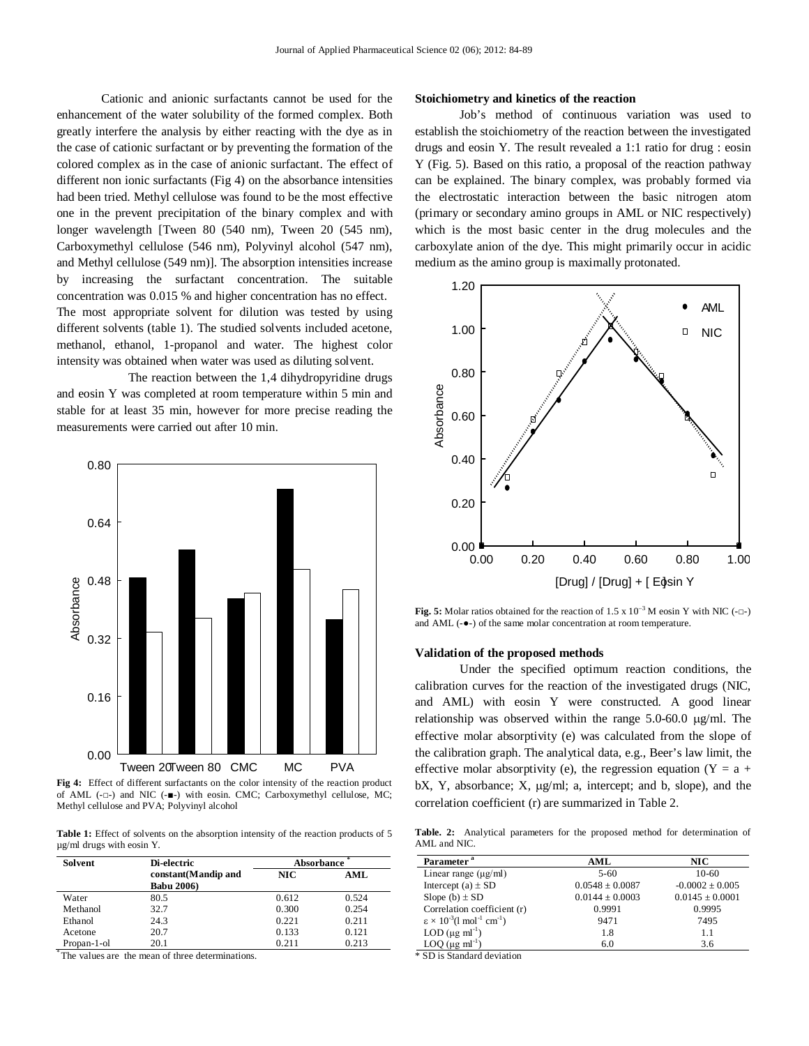Cationic and anionic surfactants cannot be used for the enhancement of the water solubility of the formed complex. Both greatly interfere the analysis by either reacting with the dye as in the case of cationic surfactant or by preventing the formation of the colored complex as in the case of anionic surfactant. The effect of different non ionic surfactants (Fig 4) on the absorbance intensities had been tried. Methyl cellulose was found to be the most effective one in the prevent precipitation of the binary complex and with longer wavelength [Tween 80 (540 nm), Tween 20 (545 nm), Carboxymethyl cellulose (546 nm), Polyvinyl alcohol (547 nm), and Methyl cellulose (549 nm)]. The absorption intensities increase by increasing the surfactant concentration. The suitable concentration was 0.015 % and higher concentration has no effect.

The most appropriate solvent for dilution was tested by using different solvents (table 1). The studied solvents included acetone, methanol, ethanol, 1-propanol and water. The highest color intensity was obtained when water was used as diluting solvent.

The reaction between the 1,4 dihydropyridine drugs and eosin Y was completed at room temperature within 5 min and stable for at least 35 min, however for more precise reading the measurements were carried out after 10 min.

**Fig 4:** Effect of different surfactants on the color intensity of the reaction product of AML (-□-) and NIC (-■-) with eosin. CMC; Carboxymethyl cellulose, MC; Methyl cellulose and PVA; Polyvinyl alcohol

**Table 1:** Effect of solvents on the absorption intensity of the reaction products of 5 μg/ml drugs with eosin Y.

| Solvent | Di-electric constant(Mandip and Babu 2006) | Absorbance * | |
|---|---|---|---|
| | | NIC | AML |
| Water | 80.5 | 0.612 | 0.524 |
| Methanol | 32.7 | 0.300 | 0.254 |
| Ethanol | 24.3 | 0.221 | 0.211 |
| Acetone | 20.7 | 0.133 | 0.121 |
| Propan-1-ol | 20.1 | 0.211 | 0.213 |

*The values are the mean of three determinations.

### Stoichiometry and kinetics of the reaction

Job's method of continuous variation was used to establish the stoichiometry of the reaction between the investigated drugs and eosin Y. The result revealed a 1:1 ratio for drug : eosin Y (Fig. 5). Based on this ratio, a proposal of the reaction pathway can be explained. The binary complex, was probably formed via the electrostatic interaction between the basic nitrogen atom (primary or secondary amino groups in AML or NIC respectively) which is the most basic center in the drug molecules and the carboxylate anion of the dye. This might primarily occur in acidic medium as the amino group is maximally protonated.

**Fig. 5:** Molar ratios obtained for the reaction of 1.5 x $10^{-3}$ M eosin Y with NIC (-□-) and AML (-●-) of the same molar concentration at room temperature.

### Validation of the proposed methods

Under the specified optimum reaction conditions, the calibration curves for the reaction of the investigated drugs (NIC, and AML) with eosin Y were constructed. A good linear relationship was observed within the range 5.0-60.0 μg/ml. The effective molar absorptivity (e) was calculated from the slope of the calibration graph. The analytical data, e.g., Beer's law limit, the effective molar absorptivity (e), the regression equation ($Y = a + bX$, Y, absorbance; X, μg/ml; a, intercept; and b, slope), and the correlation coefficient (r) are summarized in Table 2.

**Table. 2:** Analytical parameters for the proposed method for determination of AML and NIC.

| Parameter [a] | AML | NIC |
|---|---|---|
| Linear range (μg/ml) | 5-60 | 10-60 |
| Intercept (a) ± SD | 0.0548 ± 0.0087 | -0.0002 ± 0.005 |
| Slope (b) ± SD | 0.0144 ± 0.0003 | 0.0145 ± 0.0001 |
| Correlation coefficient (r) | 0.9991 | 0.9995 |
| $\varepsilon \times 10^{-3}$(l $mol^{-1}$ $cm^{-1}$) | 9471 | 7495 |
| LOD (μg $ml^{-1}$) | 1.8 | 1.1 |
| LOQ (μg $ml^{-1}$) | 6.0 | 3.6 |

* SD is Standard deviation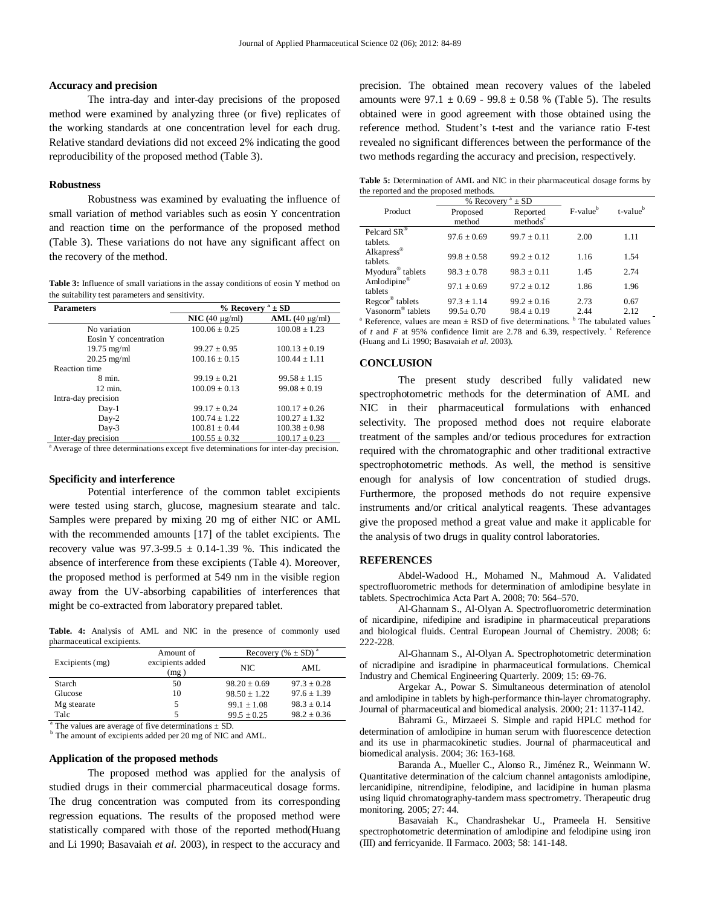### Accuracy and precision

The intra-day and inter-day precisions of the proposed method were examined by analyzing three (or five) replicates of the working standards at one concentration level for each drug. Relative standard deviations did not exceed 2% indicating the good reproducibility of the proposed method (Table 3).

### Robustness

Robustness was examined by evaluating the influence of small variation of method variables such as eosin Y concentration and reaction time on the performance of the proposed method (Table 3). These variations do not have any significant affect on the recovery of the method.

**Table 3:** Influence of small variations in the assay conditions of eosin Y method on the suitability test parameters and sensitivity.

| Parameters | % Recovery [a] ± SD | |
|---|---|---|
| | **NIC (40 μg/ml)** | **AML (40 μg/ml)** |
| No variation | 100.06 ± 0.25 | 100.08 ± 1.23 |
| Eosin Y concentration | | |
| 19.75 mg/ml | 99.27 ± 0.95 | 100.13 ± 0.19 |
| 20.25 mg/ml | 100.16 ± 0.15 | 100.44 ± 1.11 |
| Reaction time | | |
| 8 min. | 99.19 ± 0.21 | 99.58 ± 1.15 |
| 12 min. | 100.09 ± 0.13 | 99.08 ± 0.19 |
| Intra-day precision | | |
| Day-1 | 99.17 ± 0.24 | 100.17 ± 0.26 |
| Day-2 | 100.74 ± 1.22 | 100.27 ± 1.32 |
| Day-3 | 100.81 ± 0.44 | 100.38 ± 0.98 |
| Inter-day precision | 100.55 ± 0.32 | 100.17 ± 0.23 |

[a] Average of three determinations except five determinations for inter-day precision.

### Specificity and interference

Potential interference of the common tablet excipients were tested using starch, glucose, magnesium stearate and talc. Samples were prepared by mixing 20 mg of either NIC or AML with the recommended amounts [17] of the tablet excipients. The recovery value was 97.3-99.5 ± 0.14-1.39 %. This indicated the absence of interference from these excipients (Table 4). Moreover, the proposed method is performed at 549 nm in the visible region away from the UV-absorbing capabilities of interferences that might be co-extracted from laboratory prepared tablet.

**Table. 4:** Analysis of AML and NIC in the presence of commonly used pharmaceutical excipients.

| Excipients (mg) | Amount of excipients added (mg ) | Recovery (% ± SD) [a] | |
|---|---|---|---|
| | | NIC | AML |
| Starch | 50 | 98.20 ± 0.69 | 97.3 ± 0.28 |
| Glucose | 10 | 98.50 ± 1.22 | 97.6 ± 1.39 |
| Mg stearate | 5 | 99.1 ± 1.08 | 98.3 ± 0.14 |
| Talc | 5 | 99.5 ± 0.25 | 98.2 ± 0.36 |

[a] The values are average of five determinations ± SD.
[b] The amount of excipients added per 20 mg of NIC and AML.

### Application of the proposed methods

The proposed method was applied for the analysis of studied drugs in their commercial pharmaceutical dosage forms. The drug concentration was computed from its corresponding regression equations. The results of the proposed method were statistically compared with those of the reported method(Huang and Li 1990; Basavaiah *et al.* 2003), in respect to the accuracy and precision. The obtained mean recovery values of the labeled amounts were 97.1 ± 0.69 - 99.8 ± 0.58 % (Table 5). The results obtained were in good agreement with those obtained using the reference method. Student's t-test and the variance ratio F-test revealed no significant differences between the performance of the two methods regarding the accuracy and precision, respectively.

**Table 5:** Determination of AML and NIC in their pharmaceutical dosage forms by the reported and the proposed methods.

| Product | % Recovery [a] ± SD | | F-value[b] | t-value[b] |
|---|---|---|---|---|
| | Proposed method | Reported methods[c] | | |
| Pelcard SR® tablets. | 97.6 ± 0.69 | 99.7 ± 0.11 | 2.00 | 1.11 |
| Alkapress® tablets. | 99.8 ± 0.58 | 99.2 ± 0.12 | 1.16 | 1.54 |
| Myodura® tablets | 98.3 ± 0.78 | 98.3 ± 0.11 | 1.45 | 2.74 |
| Amlodipine® tablets | 97.1 ± 0.69 | 97.2 ± 0.12 | 1.86 | 1.96 |
| Regcor® tablets | 97.3 ± 1.14 | 99.2 ± 0.16 | 2.73 | 0.67 |
| Vasonorm® tablets | 99.5± 0.70 | 98.4 ± 0.19 | 2.44 | 2.12 |

[a] Reference, values are mean ± RSD of five determinations. [b] The tabulated values of *t* and *F* at 95% confidence limit are 2.78 and 6.39, respectively. [c] Reference (Huang and Li 1990; Basavaiah *et al.* 2003).

## CONCLUSION

The present study described fully validated new spectrophotometric methods for the determination of AML and NIC in their pharmaceutical formulations with enhanced selectivity. The proposed method does not require elaborate treatment of the samples and/or tedious procedures for extraction required with the chromatographic and other traditional extractive spectrophotometric methods. As well, the method is sensitive enough for analysis of low concentration of studied drugs. Furthermore, the proposed methods do not require expensive instruments and/or critical analytical reagents. These advantages give the proposed method a great value and make it applicable for the analysis of two drugs in quality control laboratories.

## REFERENCES

Abdel-Wadood H., Mohamed N., Mahmoud A. Validated spectrofluorometric methods for determination of amlodipine besylate in tablets. Spectrochimica Acta Part A. 2008; 70: 564–570.

Al-Ghannam S., Al-Olyan A. Spectrofluorometric determination of nicardipine, nifedipine and isradipine in pharmaceutical preparations and biological fluids. Central European Journal of Chemistry. 2008; 6: 222-228.

Al-Ghannam S., Al-Olyan A. Spectrophotometric determination of nicradipine and isradipine in pharmaceutical formulations. Chemical Industry and Chemical Engineering Quarterly. 2009; 15: 69-76.

Argekar A., Powar S. Simultaneous determination of atenolol and amlodipine in tablets by high-performance thin-layer chromatography. Journal of pharmaceutical and biomedical analysis. 2000; 21: 1137-1142.

Bahrami G., Mirzaeei S. Simple and rapid HPLC method for determination of amlodipine in human serum with fluorescence detection and its use in pharmacokinetic studies. Journal of pharmaceutical and biomedical analysis. 2004; 36: 163-168.

Baranda A., Mueller C., Alonso R., Jiménez R., Weinmann W. Quantitative determination of the calcium channel antagonists amlodipine, lercanidipine, nitrendipine, felodipine, and lacidipine in human plasma using liquid chromatography-tandem mass spectrometry. Therapeutic drug monitoring. 2005; 27: 44.

Basavaiah K., Chandrashekar U., Prameela H. Sensitive spectrophotometric determination of amlodipine and felodipine using iron (III) and ferricyanide. Il Farmaco. 2003; 58: 141-148.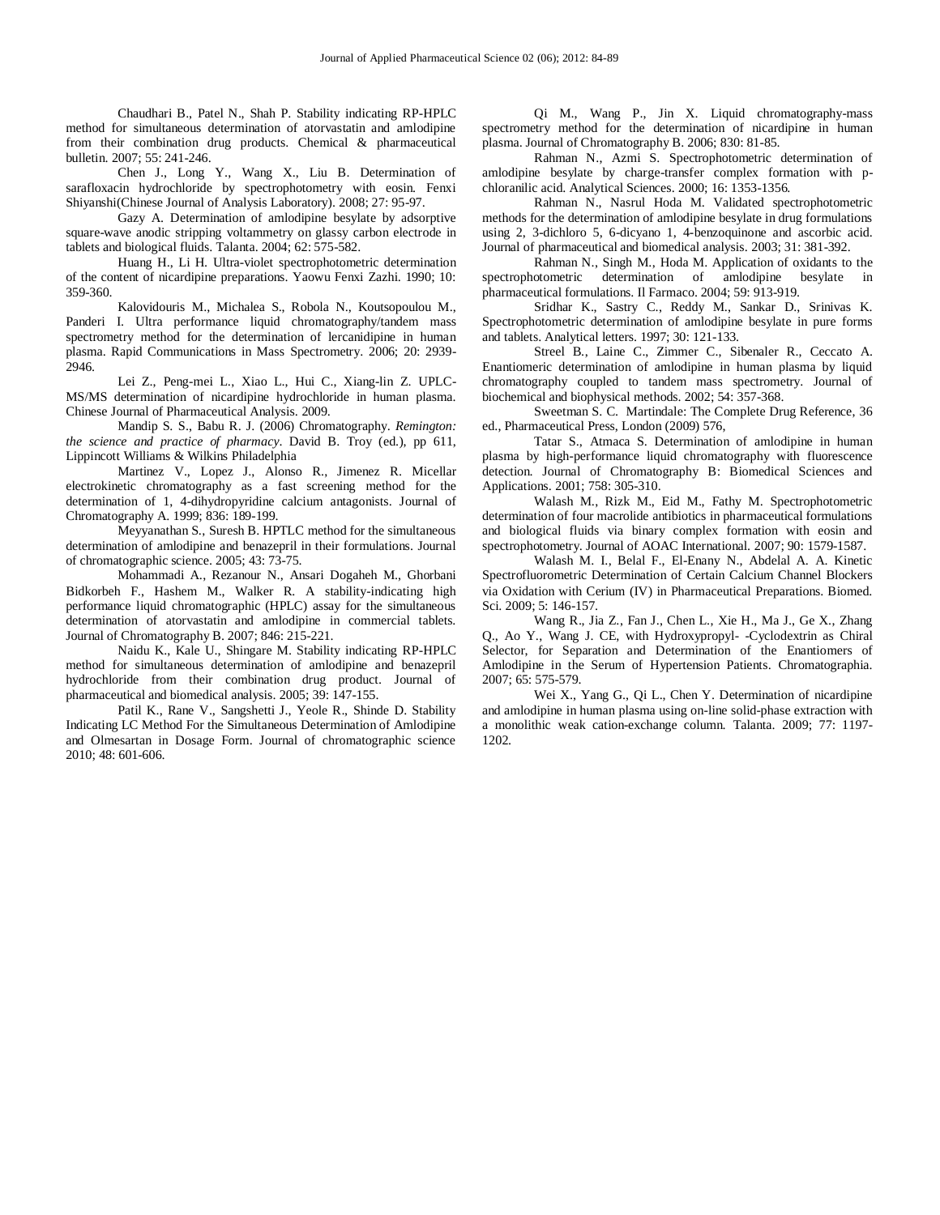Chaudhari B., Patel N., Shah P. Stability indicating RP-HPLC method for simultaneous determination of atorvastatin and amlodipine from their combination drug products. Chemical & pharmaceutical bulletin. 2007; 55: 241-246.

Chen J., Long Y., Wang X., Liu B. Determination of sarafloxacin hydrochloride by spectrophotometry with eosin. Fenxi Shiyanshi(Chinese Journal of Analysis Laboratory). 2008; 27: 95-97.

Gazy A. Determination of amlodipine besylate by adsorptive square-wave anodic stripping voltammetry on glassy carbon electrode in tablets and biological fluids. Talanta. 2004; 62: 575-582.

Huang H., Li H. Ultra-violet spectrophotometric determination of the content of nicardipine preparations. Yaowu Fenxi Zazhi. 1990; 10: 359-360.

Kalovidouris M., Michalea S., Robola N., Koutsopoulou M., Panderi I. Ultra performance liquid chromatography/tandem mass spectrometry method for the determination of lercanidipine in human plasma. Rapid Communications in Mass Spectrometry. 2006; 20: 2939-2946.

Lei Z., Peng-mei L., Xiao L., Hui C., Xiang-lin Z. UPLC-MS/MS determination of nicardipine hydrochloride in human plasma. Chinese Journal of Pharmaceutical Analysis. 2009.

Mandip S. S., Babu R. J. (2006) Chromatography. *Remington: the science and practice of pharmacy*. David B. Troy (ed.), pp 611, Lippincott Williams & Wilkins Philadelphia

Martinez V., Lopez J., Alonso R., Jimenez R. Micellar electrokinetic chromatography as a fast screening method for the determination of 1, 4-dihydropyridine calcium antagonists. Journal of Chromatography A. 1999; 836: 189-199.

Meyyanathan S., Suresh B. HPTLC method for the simultaneous determination of amlodipine and benazepril in their formulations. Journal of chromatographic science. 2005; 43: 73-75.

Mohammadi A., Rezanour N., Ansari Dogaheh M., Ghorbani Bidkorbeh F., Hashem M., Walker R. A stability-indicating high performance liquid chromatographic (HPLC) assay for the simultaneous determination of atorvastatin and amlodipine in commercial tablets. Journal of Chromatography B. 2007; 846: 215-221.

Naidu K., Kale U., Shingare M. Stability indicating RP-HPLC method for simultaneous determination of amlodipine and benazepril hydrochloride from their combination drug product. Journal of pharmaceutical and biomedical analysis. 2005; 39: 147-155.

Patil K., Rane V., Sangshetti J., Yeole R., Shinde D. Stability Indicating LC Method For the Simultaneous Determination of Amlodipine and Olmesartan in Dosage Form. Journal of chromatographic science 2010; 48: 601-606.

Qi M., Wang P., Jin X. Liquid chromatography-mass spectrometry method for the determination of nicardipine in human plasma. Journal of Chromatography B. 2006; 830: 81-85.

Rahman N., Azmi S. Spectrophotometric determination of amlodipine besylate by charge-transfer complex formation with p-chloranilic acid. Analytical Sciences. 2000; 16: 1353-1356.

Rahman N., Nasrul Hoda M. Validated spectrophotometric methods for the determination of amlodipine besylate in drug formulations using 2, 3-dichloro 5, 6-dicyano 1, 4-benzoquinone and ascorbic acid. Journal of pharmaceutical and biomedical analysis. 2003; 31: 381-392.

Rahman N., Singh M., Hoda M. Application of oxidants to the spectrophotometric determination of amlodipine besylate in pharmaceutical formulations. Il Farmaco. 2004; 59: 913-919.

Sridhar K., Sastry C., Reddy M., Sankar D., Srinivas K. Spectrophotometric determination of amlodipine besylate in pure forms and tablets. Analytical letters. 1997; 30: 121-133.

Streel B., Laine C., Zimmer C., Sibenaler R., Ceccato A. Enantiomeric determination of amlodipine in human plasma by liquid chromatography coupled to tandem mass spectrometry. Journal of biochemical and biophysical methods. 2002; 54: 357-368.

Sweetman S. C. Martindale: The Complete Drug Reference, 36 ed., Pharmaceutical Press, London (2009) 576,

Tatar S., Atmaca S. Determination of amlodipine in human plasma by high-performance liquid chromatography with fluorescence detection. Journal of Chromatography B: Biomedical Sciences and Applications. 2001; 758: 305-310.

Walash M., Rizk M., Eid M., Fathy M. Spectrophotometric determination of four macrolide antibiotics in pharmaceutical formulations and biological fluids via binary complex formation with eosin and spectrophotometry. Journal of AOAC International. 2007; 90: 1579-1587.

Walash M. I., Belal F., El-Enany N., Abdelal A. A. Kinetic Spectrofluorometric Determination of Certain Calcium Channel Blockers via Oxidation with Cerium (IV) in Pharmaceutical Preparations. Biomed. Sci. 2009; 5: 146-157.

Wang R., Jia Z., Fan J., Chen L., Xie H., Ma J., Ge X., Zhang Q., Ao Y., Wang J. CE, with Hydroxypropyl- -Cyclodextrin as Chiral Selector, for Separation and Determination of the Enantiomers of Amlodipine in the Serum of Hypertension Patients. Chromatographia. 2007; 65: 575-579.

Wei X., Yang G., Qi L., Chen Y. Determination of nicardipine and amlodipine in human plasma using on-line solid-phase extraction with a monolithic weak cation-exchange column. Talanta. 2009; 77: 1197-1202.